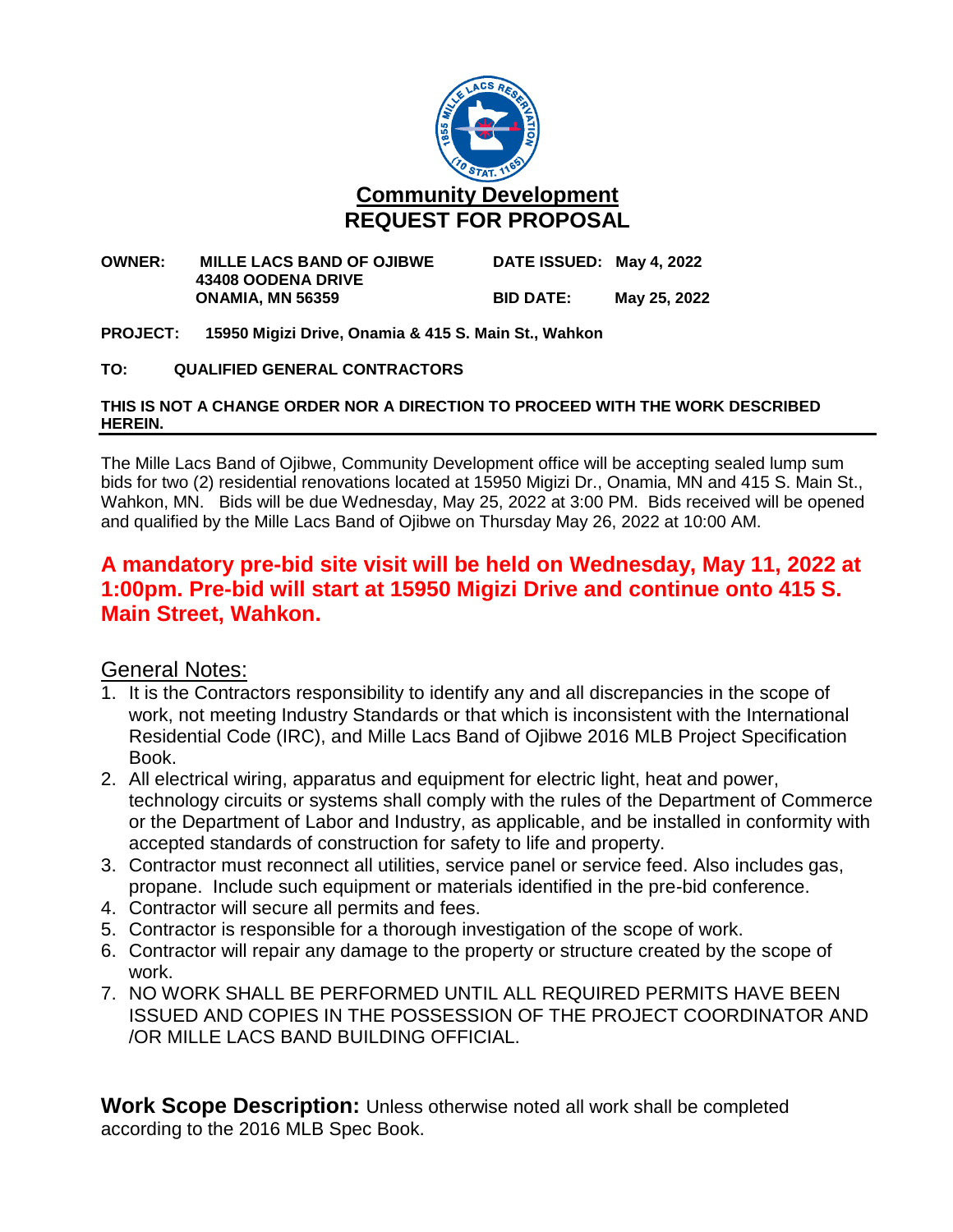# Community Development
# REQUEST FOR PROPOSAL

**OWNER:** **MILLE LACS BAND OF OJIBWE**
**43408 OODENA DRIVE**
**ONAMIA, MN 56359**

**DATE ISSUED:** **May 4, 2022**

**BID DATE:** **May 25, 2022**

**PROJECT:** **15950 Migizi Drive, Onamia & 415 S. Main St., Wahkon**

**TO:** **QUALIFIED GENERAL CONTRACTORS**

**THIS IS NOT A CHANGE ORDER NOR A DIRECTION TO PROCEED WITH THE WORK DESCRIBED HEREIN.**

---

The Mille Lacs Band of Ojibwe, Community Development office will be accepting sealed lump sum bids for two (2) residential renovations located at 15950 Migizi Dr., Onamia, MN and 415 S. Main St., Wahkon, MN. Bids will be due Wednesday, May 25, 2022 at 3:00 PM. Bids received will be opened and qualified by the Mille Lacs Band of Ojibwe on Thursday May 26, 2022 at 10:00 AM.

**A mandatory pre-bid site visit will be held on Wednesday, May 11, 2022 at 1:00pm. Pre-bid will start at 15950 Migizi Drive and continue onto 415 S. Main Street, Wahkon.**

## General Notes:

1. It is the Contractors responsibility to identify any and all discrepancies in the scope of work, not meeting Industry Standards or that which is inconsistent with the International Residential Code (IRC), and Mille Lacs Band of Ojibwe 2016 MLB Project Specification Book.
2. All electrical wiring, apparatus and equipment for electric light, heat and power, technology circuits or systems shall comply with the rules of the Department of Commerce or the Department of Labor and Industry, as applicable, and be installed in conformity with accepted standards of construction for safety to life and property.
3. Contractor must reconnect all utilities, service panel or service feed. Also includes gas, propane. Include such equipment or materials identified in the pre-bid conference.
4. Contractor will secure all permits and fees.
5. Contractor is responsible for a thorough investigation of the scope of work.
6. Contractor will repair any damage to the property or structure created by the scope of work.
7. NO WORK SHALL BE PERFORMED UNTIL ALL REQUIRED PERMITS HAVE BEEN ISSUED AND COPIES IN THE POSSESSION OF THE PROJECT COORDINATOR AND /OR MILLE LACS BAND BUILDING OFFICIAL.

**Work Scope Description:** Unless otherwise noted all work shall be completed according to the 2016 MLB Spec Book.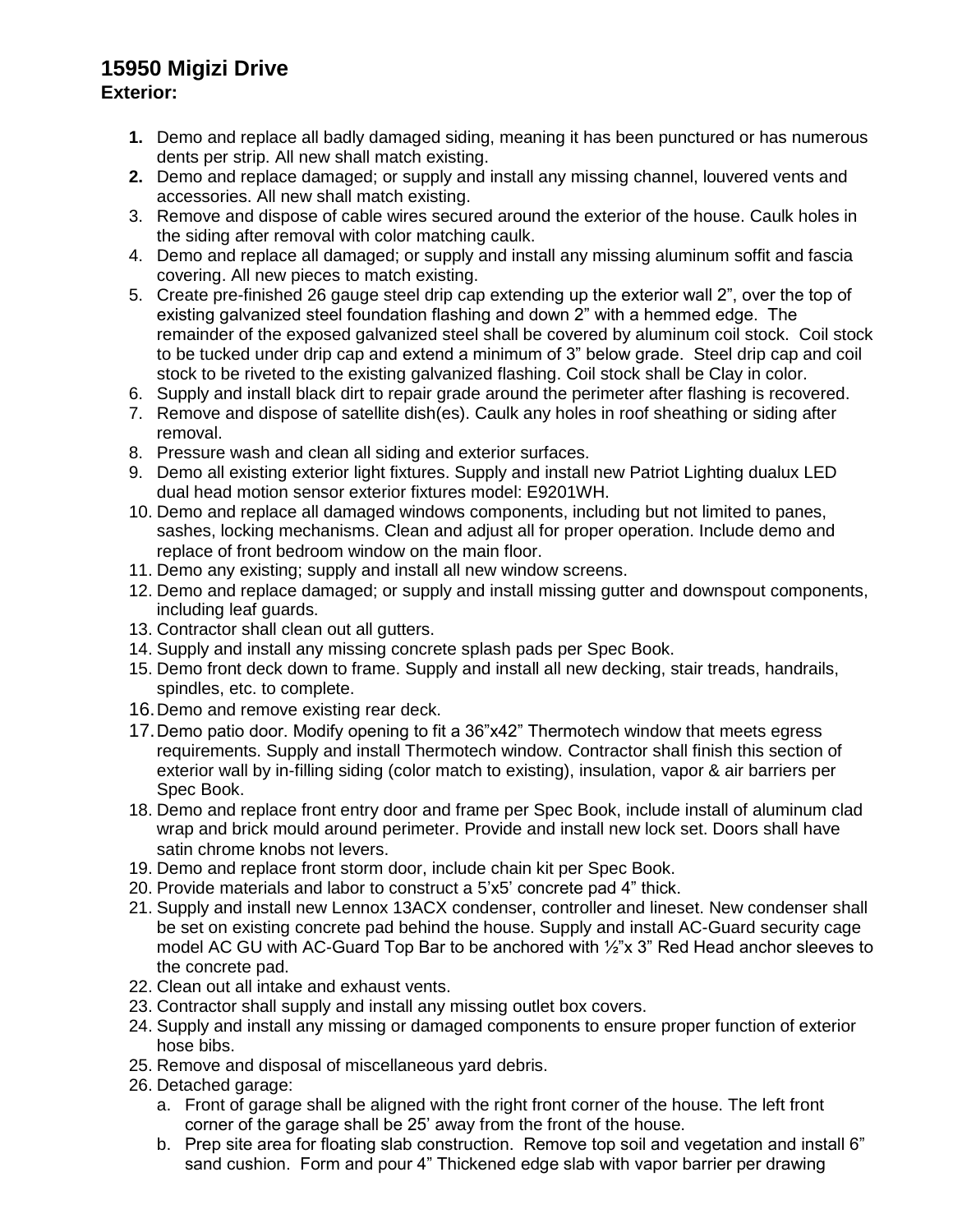# 15950 Migizi Drive

## Exterior:

1. Demo and replace all badly damaged siding, meaning it has been punctured or has numerous dents per strip. All new shall match existing.
2. Demo and replace damaged; or supply and install any missing channel, louvered vents and accessories. All new shall match existing.
3. Remove and dispose of cable wires secured around the exterior of the house. Caulk holes in the siding after removal with color matching caulk.
4. Demo and replace all damaged; or supply and install any missing aluminum soffit and fascia covering. All new pieces to match existing.
5. Create pre-finished 26 gauge steel drip cap extending up the exterior wall 2", over the top of existing galvanized steel foundation flashing and down 2" with a hemmed edge. The remainder of the exposed galvanized steel shall be covered by aluminum coil stock. Coil stock to be tucked under drip cap and extend a minimum of 3" below grade. Steel drip cap and coil stock to be riveted to the existing galvanized flashing. Coil stock shall be Clay in color.
6. Supply and install black dirt to repair grade around the perimeter after flashing is recovered.
7. Remove and dispose of satellite dish(es). Caulk any holes in roof sheathing or siding after removal.
8. Pressure wash and clean all siding and exterior surfaces.
9. Demo all existing exterior light fixtures. Supply and install new Patriot Lighting dualux LED dual head motion sensor exterior fixtures model: E9201WH.
10. Demo and replace all damaged windows components, including but not limited to panes, sashes, locking mechanisms. Clean and adjust all for proper operation. Include demo and replace of front bedroom window on the main floor.
11. Demo any existing; supply and install all new window screens.
12. Demo and replace damaged; or supply and install missing gutter and downspout components, including leaf guards.
13. Contractor shall clean out all gutters.
14. Supply and install any missing concrete splash pads per Spec Book.
15. Demo front deck down to frame. Supply and install all new decking, stair treads, handrails, spindles, etc. to complete.
16. Demo and remove existing rear deck.
17. Demo patio door. Modify opening to fit a 36"x42" Thermotech window that meets egress requirements. Supply and install Thermotech window. Contractor shall finish this section of exterior wall by in-filling siding (color match to existing), insulation, vapor & air barriers per Spec Book.
18. Demo and replace front entry door and frame per Spec Book, include install of aluminum clad wrap and brick mould around perimeter. Provide and install new lock set. Doors shall have satin chrome knobs not levers.
19. Demo and replace front storm door, include chain kit per Spec Book.
20. Provide materials and labor to construct a 5'x5' concrete pad 4" thick.
21. Supply and install new Lennox 13ACX condenser, controller and lineset. New condenser shall be set on existing concrete pad behind the house. Supply and install AC-Guard security cage model AC GU with AC-Guard Top Bar to be anchored with ½"x 3" Red Head anchor sleeves to the concrete pad.
22. Clean out all intake and exhaust vents.
23. Contractor shall supply and install any missing outlet box covers.
24. Supply and install any missing or damaged components to ensure proper function of exterior hose bibs.
25. Remove and disposal of miscellaneous yard debris.
26. Detached garage:
    a. Front of garage shall be aligned with the right front corner of the house. The left front corner of the garage shall be 25' away from the front of the house.
    b. Prep site area for floating slab construction. Remove top soil and vegetation and install 6" sand cushion. Form and pour 4" Thickened edge slab with vapor barrier per drawing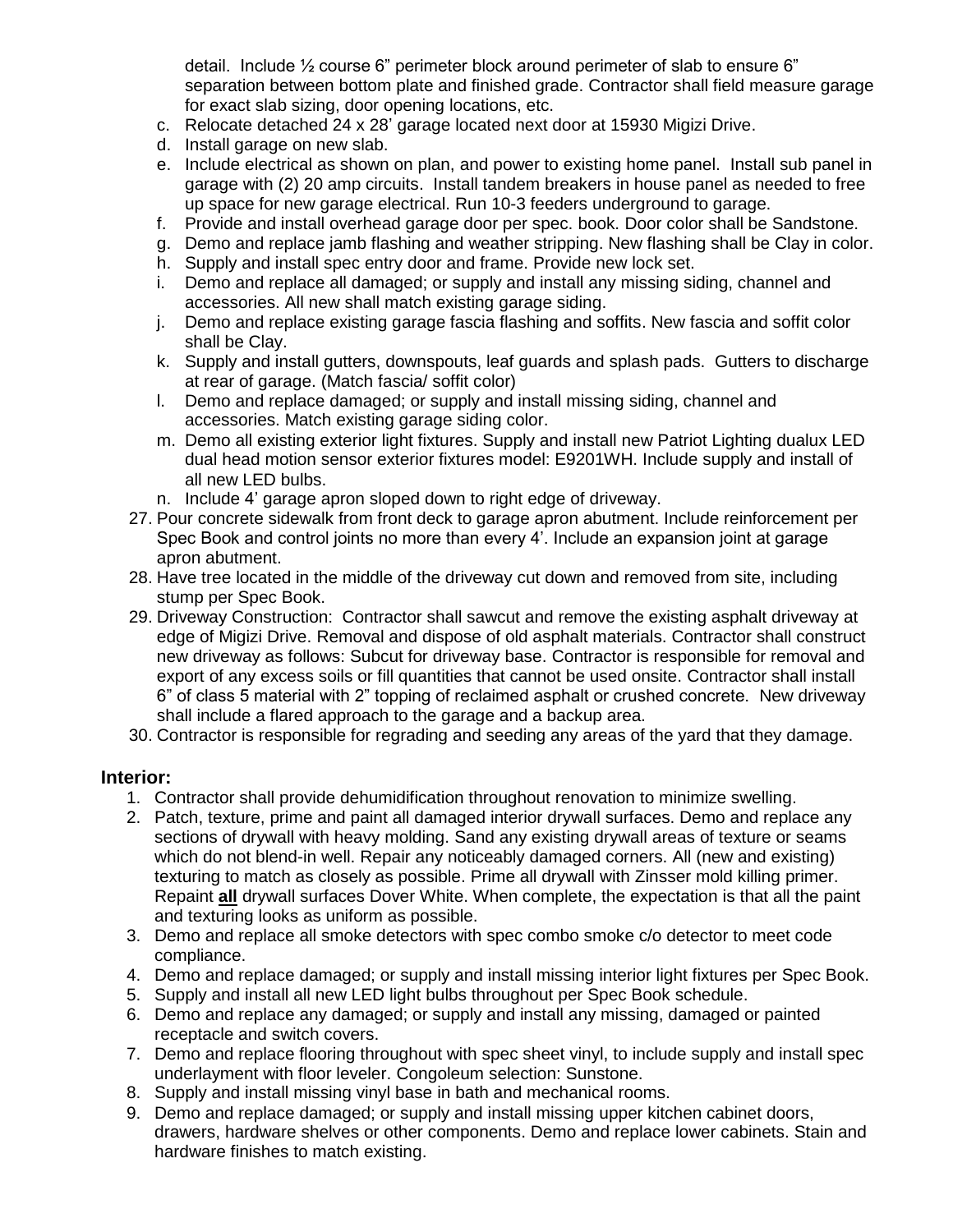detail. Include ½ course 6" perimeter block around perimeter of slab to ensure 6" separation between bottom plate and finished grade. Contractor shall field measure garage for exact slab sizing, door opening locations, etc.

c. Relocate detached 24 x 28' garage located next door at 15930 Migizi Drive.
d. Install garage on new slab.
e. Include electrical as shown on plan, and power to existing home panel. Install sub panel in garage with (2) 20 amp circuits. Install tandem breakers in house panel as needed to free up space for new garage electrical. Run 10-3 feeders underground to garage.
f. Provide and install overhead garage door per spec. book. Door color shall be Sandstone.
g. Demo and replace jamb flashing and weather stripping. New flashing shall be Clay in color.
h. Supply and install spec entry door and frame. Provide new lock set.
i. Demo and replace all damaged; or supply and install any missing siding, channel and accessories. All new shall match existing garage siding.
j. Demo and replace existing garage fascia flashing and soffits. New fascia and soffit color shall be Clay.
k. Supply and install gutters, downspouts, leaf guards and splash pads. Gutters to discharge at rear of garage. (Match fascia/ soffit color)
l. Demo and replace damaged; or supply and install missing siding, channel and accessories. Match existing garage siding color.
m. Demo all existing exterior light fixtures. Supply and install new Patriot Lighting dualux LED dual head motion sensor exterior fixtures model: E9201WH. Include supply and install of all new LED bulbs.
n. Include 4' garage apron sloped down to right edge of driveway.

27. Pour concrete sidewalk from front deck to garage apron abutment. Include reinforcement per Spec Book and control joints no more than every 4'. Include an expansion joint at garage apron abutment.
28. Have tree located in the middle of the driveway cut down and removed from site, including stump per Spec Book.
29. Driveway Construction: Contractor shall sawcut and remove the existing asphalt driveway at edge of Migizi Drive. Removal and dispose of old asphalt materials. Contractor shall construct new driveway as follows: Subcut for driveway base. Contractor is responsible for removal and export of any excess soils or fill quantities that cannot be used onsite. Contractor shall install 6" of class 5 material with 2" topping of reclaimed asphalt or crushed concrete. New driveway shall include a flared approach to the garage and a backup area.
30. Contractor is responsible for regrading and seeding any areas of the yard that they damage.

## Interior:

1. Contractor shall provide dehumidification throughout renovation to minimize swelling.
2. Patch, texture, prime and paint all damaged interior drywall surfaces. Demo and replace any sections of drywall with heavy molding. Sand any existing drywall areas of texture or seams which do not blend-in well. Repair any noticeably damaged corners. All (new and existing) texturing to match as closely as possible. Prime all drywall with Zinsser mold killing primer. Repaint **<u>all</u>** drywall surfaces Dover White. When complete, the expectation is that all the paint and texturing looks as uniform as possible.
3. Demo and replace all smoke detectors with spec combo smoke c/o detector to meet code compliance.
4. Demo and replace damaged; or supply and install missing interior light fixtures per Spec Book.
5. Supply and install all new LED light bulbs throughout per Spec Book schedule.
6. Demo and replace any damaged; or supply and install any missing, damaged or painted receptacle and switch covers.
7. Demo and replace flooring throughout with spec sheet vinyl, to include supply and install spec underlayment with floor leveler. Congoleum selection: Sunstone.
8. Supply and install missing vinyl base in bath and mechanical rooms.
9. Demo and replace damaged; or supply and install missing upper kitchen cabinet doors, drawers, hardware shelves or other components. Demo and replace lower cabinets. Stain and hardware finishes to match existing.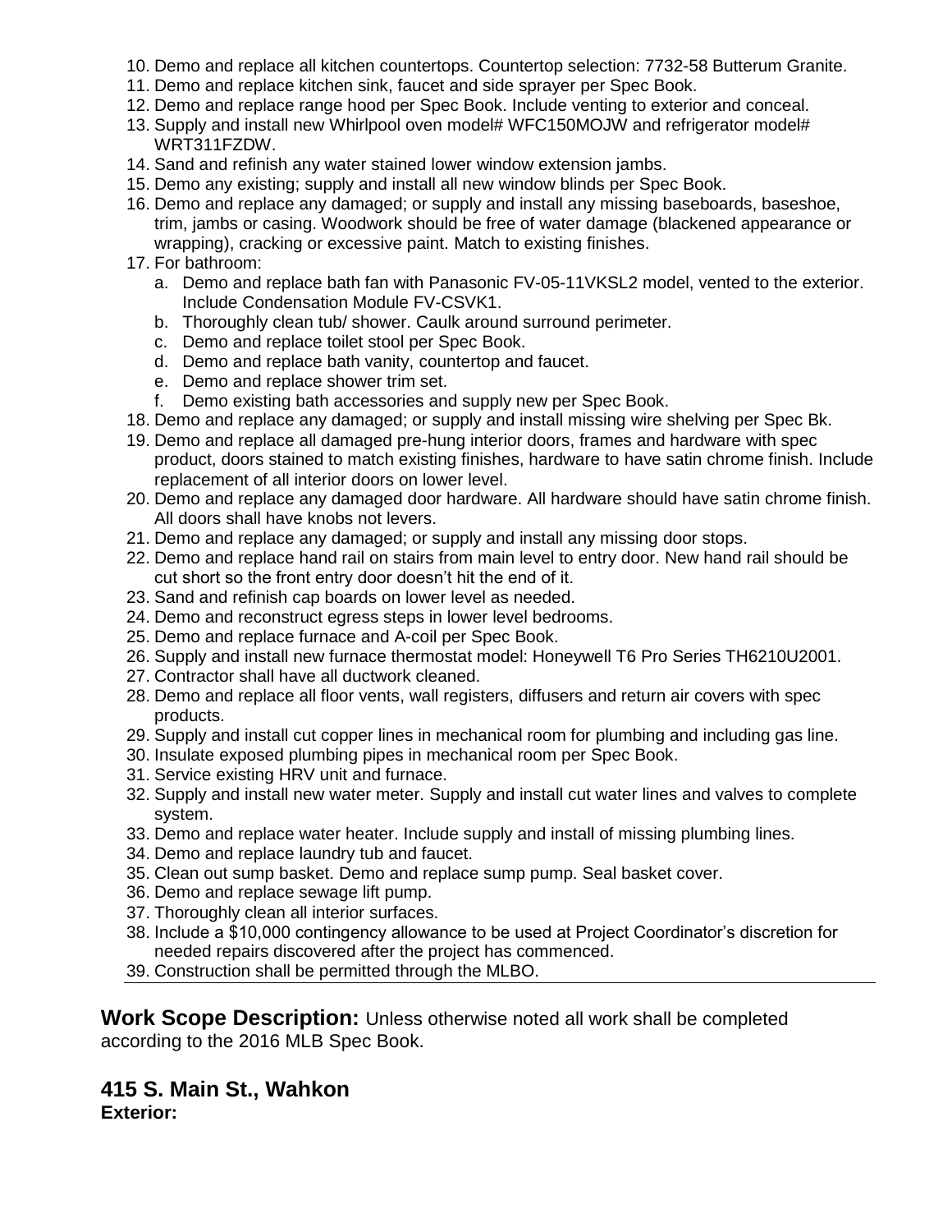10. Demo and replace all kitchen countertops. Countertop selection: 7732-58 Butterum Granite.
11. Demo and replace kitchen sink, faucet and side sprayer per Spec Book.
12. Demo and replace range hood per Spec Book. Include venting to exterior and conceal.
13. Supply and install new Whirlpool oven model# WFC150MOJW and refrigerator model# WRT311FZDW.
14. Sand and refinish any water stained lower window extension jambs.
15. Demo any existing; supply and install all new window blinds per Spec Book.
16. Demo and replace any damaged; or supply and install any missing baseboards, baseshoe, trim, jambs or casing. Woodwork should be free of water damage (blackened appearance or wrapping), cracking or excessive paint. Match to existing finishes.
17. For bathroom:
    a. Demo and replace bath fan with Panasonic FV-05-11VKSL2 model, vented to the exterior. Include Condensation Module FV-CSVK1.
    b. Thoroughly clean tub/ shower. Caulk around surround perimeter.
    c. Demo and replace toilet stool per Spec Book.
    d. Demo and replace bath vanity, countertop and faucet.
    e. Demo and replace shower trim set.
    f. Demo existing bath accessories and supply new per Spec Book.
18. Demo and replace any damaged; or supply and install missing wire shelving per Spec Bk.
19. Demo and replace all damaged pre-hung interior doors, frames and hardware with spec product, doors stained to match existing finishes, hardware to have satin chrome finish. Include replacement of all interior doors on lower level.
20. Demo and replace any damaged door hardware. All hardware should have satin chrome finish. All doors shall have knobs not levers.
21. Demo and replace any damaged; or supply and install any missing door stops.
22. Demo and replace hand rail on stairs from main level to entry door. New hand rail should be cut short so the front entry door doesn't hit the end of it.
23. Sand and refinish cap boards on lower level as needed.
24. Demo and reconstruct egress steps in lower level bedrooms.
25. Demo and replace furnace and A-coil per Spec Book.
26. Supply and install new furnace thermostat model: Honeywell T6 Pro Series TH6210U2001.
27. Contractor shall have all ductwork cleaned.
28. Demo and replace all floor vents, wall registers, diffusers and return air covers with spec products.
29. Supply and install cut copper lines in mechanical room for plumbing and including gas line.
30. Insulate exposed plumbing pipes in mechanical room per Spec Book.
31. Service existing HRV unit and furnace.
32. Supply and install new water meter. Supply and install cut water lines and valves to complete system.
33. Demo and replace water heater. Include supply and install of missing plumbing lines.
34. Demo and replace laundry tub and faucet.
35. Clean out sump basket. Demo and replace sump pump. Seal basket cover.
36. Demo and replace sewage lift pump.
37. Thoroughly clean all interior surfaces.
38. Include a $10,000 contingency allowance to be used at Project Coordinator's discretion for needed repairs discovered after the project has commenced.
39. Construction shall be permitted through the MLBO.

**Work Scope Description:** Unless otherwise noted all work shall be completed according to the 2016 MLB Spec Book.

## 415 S. Main St., Wahkon

**Exterior:**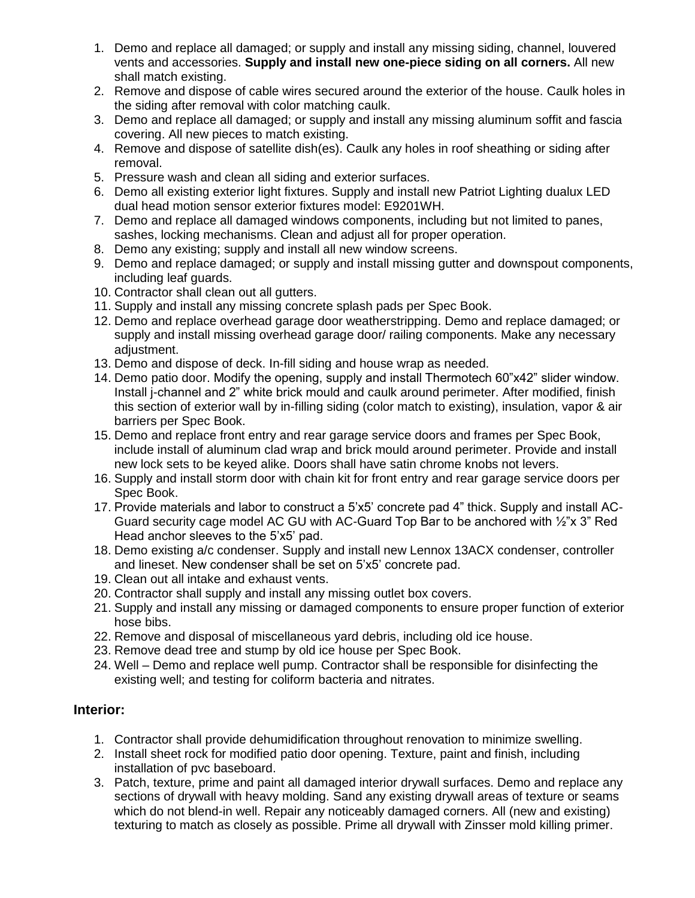1. Demo and replace all damaged; or supply and install any missing siding, channel, louvered vents and accessories. **Supply and install new one-piece siding on all corners.** All new shall match existing.
2. Remove and dispose of cable wires secured around the exterior of the house. Caulk holes in the siding after removal with color matching caulk.
3. Demo and replace all damaged; or supply and install any missing aluminum soffit and fascia covering. All new pieces to match existing.
4. Remove and dispose of satellite dish(es). Caulk any holes in roof sheathing or siding after removal.
5. Pressure wash and clean all siding and exterior surfaces.
6. Demo all existing exterior light fixtures. Supply and install new Patriot Lighting dualux LED dual head motion sensor exterior fixtures model: E9201WH.
7. Demo and replace all damaged windows components, including but not limited to panes, sashes, locking mechanisms. Clean and adjust all for proper operation.
8. Demo any existing; supply and install all new window screens.
9. Demo and replace damaged; or supply and install missing gutter and downspout components, including leaf guards.
10. Contractor shall clean out all gutters.
11. Supply and install any missing concrete splash pads per Spec Book.
12. Demo and replace overhead garage door weatherstripping. Demo and replace damaged; or supply and install missing overhead garage door/ railing components. Make any necessary adjustment.
13. Demo and dispose of deck. In-fill siding and house wrap as needed.
14. Demo patio door. Modify the opening, supply and install Thermotech 60"x42" slider window. Install j-channel and 2" white brick mould and caulk around perimeter. After modified, finish this section of exterior wall by in-filling siding (color match to existing), insulation, vapor & air barriers per Spec Book.
15. Demo and replace front entry and rear garage service doors and frames per Spec Book, include install of aluminum clad wrap and brick mould around perimeter. Provide and install new lock sets to be keyed alike. Doors shall have satin chrome knobs not levers.
16. Supply and install storm door with chain kit for front entry and rear garage service doors per Spec Book.
17. Provide materials and labor to construct a 5'x5' concrete pad 4" thick. Supply and install AC-Guard security cage model AC GU with AC-Guard Top Bar to be anchored with ½"x 3" Red Head anchor sleeves to the 5'x5' pad.
18. Demo existing a/c condenser. Supply and install new Lennox 13ACX condenser, controller and lineset. New condenser shall be set on 5'x5' concrete pad.
19. Clean out all intake and exhaust vents.
20. Contractor shall supply and install any missing outlet box covers.
21. Supply and install any missing or damaged components to ensure proper function of exterior hose bibs.
22. Remove and disposal of miscellaneous yard debris, including old ice house.
23. Remove dead tree and stump by old ice house per Spec Book.
24. Well – Demo and replace well pump. Contractor shall be responsible for disinfecting the existing well; and testing for coliform bacteria and nitrates.

### Interior:

1. Contractor shall provide dehumidification throughout renovation to minimize swelling.
2. Install sheet rock for modified patio door opening. Texture, paint and finish, including installation of pvc baseboard.
3. Patch, texture, prime and paint all damaged interior drywall surfaces. Demo and replace any sections of drywall with heavy molding. Sand any existing drywall areas of texture or seams which do not blend-in well. Repair any noticeably damaged corners. All (new and existing) texturing to match as closely as possible. Prime all drywall with Zinsser mold killing primer.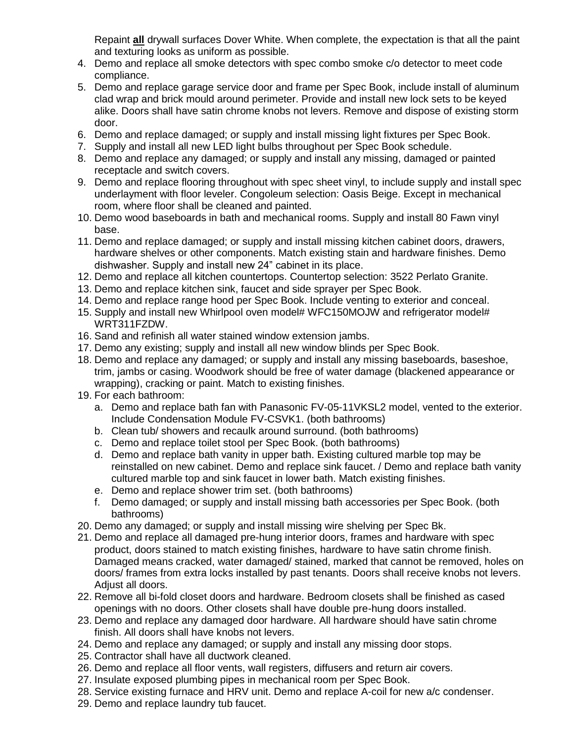Repaint **all** drywall surfaces Dover White. When complete, the expectation is that all the paint and texturing looks as uniform as possible.

4. Demo and replace all smoke detectors with spec combo smoke c/o detector to meet code compliance.
5. Demo and replace garage service door and frame per Spec Book, include install of aluminum clad wrap and brick mould around perimeter. Provide and install new lock sets to be keyed alike. Doors shall have satin chrome knobs not levers. Remove and dispose of existing storm door.
6. Demo and replace damaged; or supply and install missing light fixtures per Spec Book.
7. Supply and install all new LED light bulbs throughout per Spec Book schedule.
8. Demo and replace any damaged; or supply and install any missing, damaged or painted receptacle and switch covers.
9. Demo and replace flooring throughout with spec sheet vinyl, to include supply and install spec underlayment with floor leveler. Congoleum selection: Oasis Beige. Except in mechanical room, where floor shall be cleaned and painted.
10. Demo wood baseboards in bath and mechanical rooms. Supply and install 80 Fawn vinyl base.
11. Demo and replace damaged; or supply and install missing kitchen cabinet doors, drawers, hardware shelves or other components. Match existing stain and hardware finishes. Demo dishwasher. Supply and install new 24" cabinet in its place.
12. Demo and replace all kitchen countertops. Countertop selection: 3522 Perlato Granite.
13. Demo and replace kitchen sink, faucet and side sprayer per Spec Book.
14. Demo and replace range hood per Spec Book. Include venting to exterior and conceal.
15. Supply and install new Whirlpool oven model# WFC150MOJW and refrigerator model# WRT311FZDW.
16. Sand and refinish all water stained window extension jambs.
17. Demo any existing; supply and install all new window blinds per Spec Book.
18. Demo and replace any damaged; or supply and install any missing baseboards, baseshoe, trim, jambs or casing. Woodwork should be free of water damage (blackened appearance or wrapping), cracking or paint. Match to existing finishes.
19. For each bathroom:
    a. Demo and replace bath fan with Panasonic FV-05-11VKSL2 model, vented to the exterior. Include Condensation Module FV-CSVK1. (both bathrooms)
    b. Clean tub/ showers and recaulk around surround. (both bathrooms)
    c. Demo and replace toilet stool per Spec Book. (both bathrooms)
    d. Demo and replace bath vanity in upper bath. Existing cultured marble top may be reinstalled on new cabinet. Demo and replace sink faucet. / Demo and replace bath vanity cultured marble top and sink faucet in lower bath. Match existing finishes.
    e. Demo and replace shower trim set. (both bathrooms)
    f. Demo damaged; or supply and install missing bath accessories per Spec Book. (both bathrooms)
20. Demo any damaged; or supply and install missing wire shelving per Spec Bk.
21. Demo and replace all damaged pre-hung interior doors, frames and hardware with spec product, doors stained to match existing finishes, hardware to have satin chrome finish. Damaged means cracked, water damaged/ stained, marked that cannot be removed, holes on doors/ frames from extra locks installed by past tenants. Doors shall receive knobs not levers. Adjust all doors.
22. Remove all bi-fold closet doors and hardware. Bedroom closets shall be finished as cased openings with no doors. Other closets shall have double pre-hung doors installed.
23. Demo and replace any damaged door hardware. All hardware should have satin chrome finish. All doors shall have knobs not levers.
24. Demo and replace any damaged; or supply and install any missing door stops.
25. Contractor shall have all ductwork cleaned.
26. Demo and replace all floor vents, wall registers, diffusers and return air covers.
27. Insulate exposed plumbing pipes in mechanical room per Spec Book.
28. Service existing furnace and HRV unit. Demo and replace A-coil for new a/c condenser.
29. Demo and replace laundry tub faucet.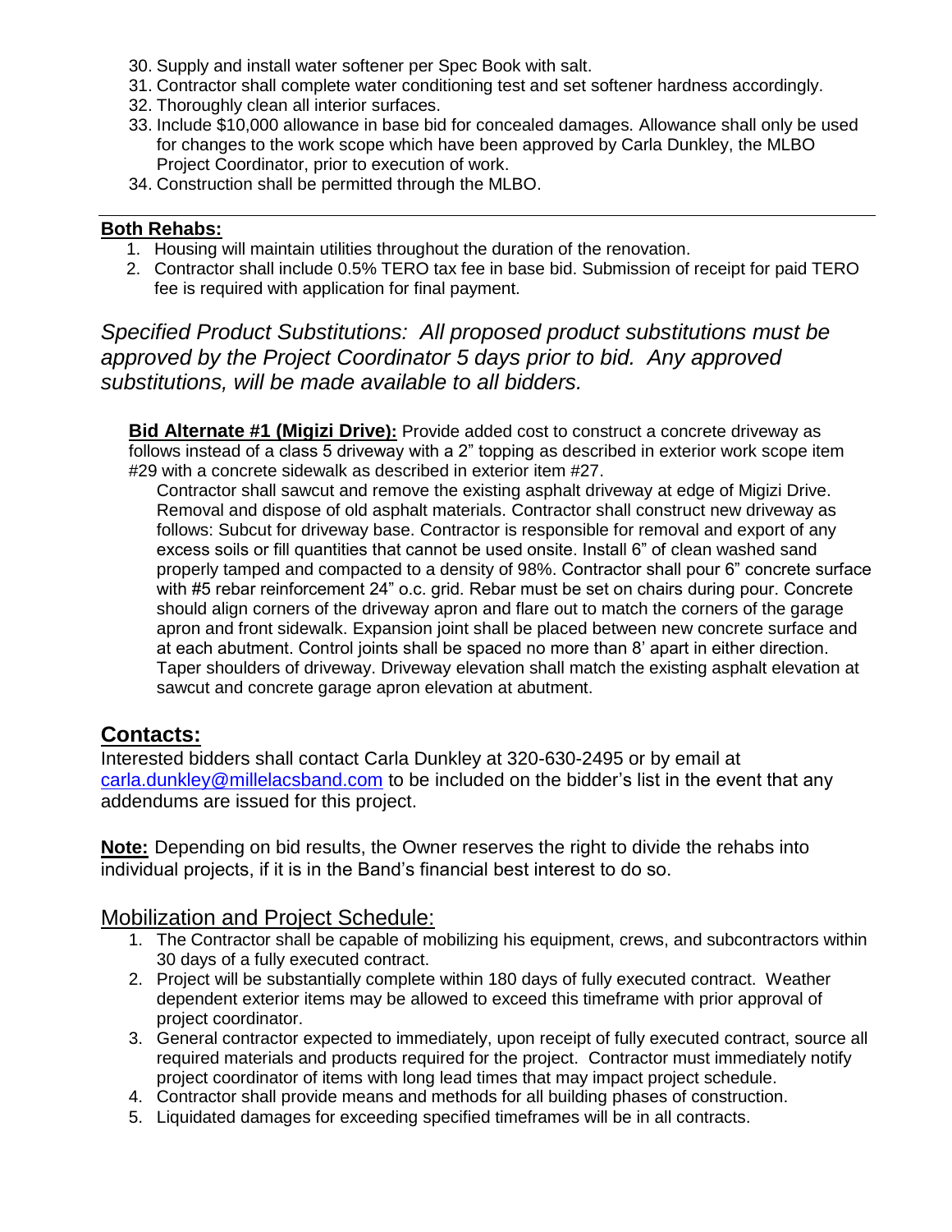30. Supply and install water softener per Spec Book with salt.
31. Contractor shall complete water conditioning test and set softener hardness accordingly.
32. Thoroughly clean all interior surfaces.
33. Include $10,000 allowance in base bid for concealed damages. Allowance shall only be used for changes to the work scope which have been approved by Carla Dunkley, the MLBO Project Coordinator, prior to execution of work.
34. Construction shall be permitted through the MLBO.

---

**Both Rehabs:**

1. Housing will maintain utilities throughout the duration of the renovation.
2. Contractor shall include 0.5% TERO tax fee in base bid. Submission of receipt for paid TERO fee is required with application for final payment.

*Specified Product Substitutions: All proposed product substitutions must be approved by the Project Coordinator 5 days prior to bid. Any approved substitutions, will be made available to all bidders.*

**Bid Alternate #1 (Migizi Drive):** Provide added cost to construct a concrete driveway as follows instead of a class 5 driveway with a 2" topping as described in exterior work scope item #29 with a concrete sidewalk as described in exterior item #27.

Contractor shall sawcut and remove the existing asphalt driveway at edge of Migizi Drive. Removal and dispose of old asphalt materials. Contractor shall construct new driveway as follows: Subcut for driveway base. Contractor is responsible for removal and export of any excess soils or fill quantities that cannot be used onsite. Install 6" of clean washed sand properly tamped and compacted to a density of 98%. Contractor shall pour 6" concrete surface with #5 rebar reinforcement 24" o.c. grid. Rebar must be set on chairs during pour. Concrete should align corners of the driveway apron and flare out to match the corners of the garage apron and front sidewalk. Expansion joint shall be placed between new concrete surface and at each abutment. Control joints shall be spaced no more than 8' apart in either direction. Taper shoulders of driveway. Driveway elevation shall match the existing asphalt elevation at sawcut and concrete garage apron elevation at abutment.

## Contacts:

Interested bidders shall contact Carla Dunkley at 320-630-2495 or by email at carla.dunkley@millelacsband.com to be included on the bidder's list in the event that any addendums are issued for this project.

**Note:** Depending on bid results, the Owner reserves the right to divide the rehabs into individual projects, if it is in the Band's financial best interest to do so.

## Mobilization and Project Schedule:

1. The Contractor shall be capable of mobilizing his equipment, crews, and subcontractors within 30 days of a fully executed contract.
2. Project will be substantially complete within 180 days of fully executed contract. Weather dependent exterior items may be allowed to exceed this timeframe with prior approval of project coordinator.
3. General contractor expected to immediately, upon receipt of fully executed contract, source all required materials and products required for the project. Contractor must immediately notify project coordinator of items with long lead times that may impact project schedule.
4. Contractor shall provide means and methods for all building phases of construction.
5. Liquidated damages for exceeding specified timeframes will be in all contracts.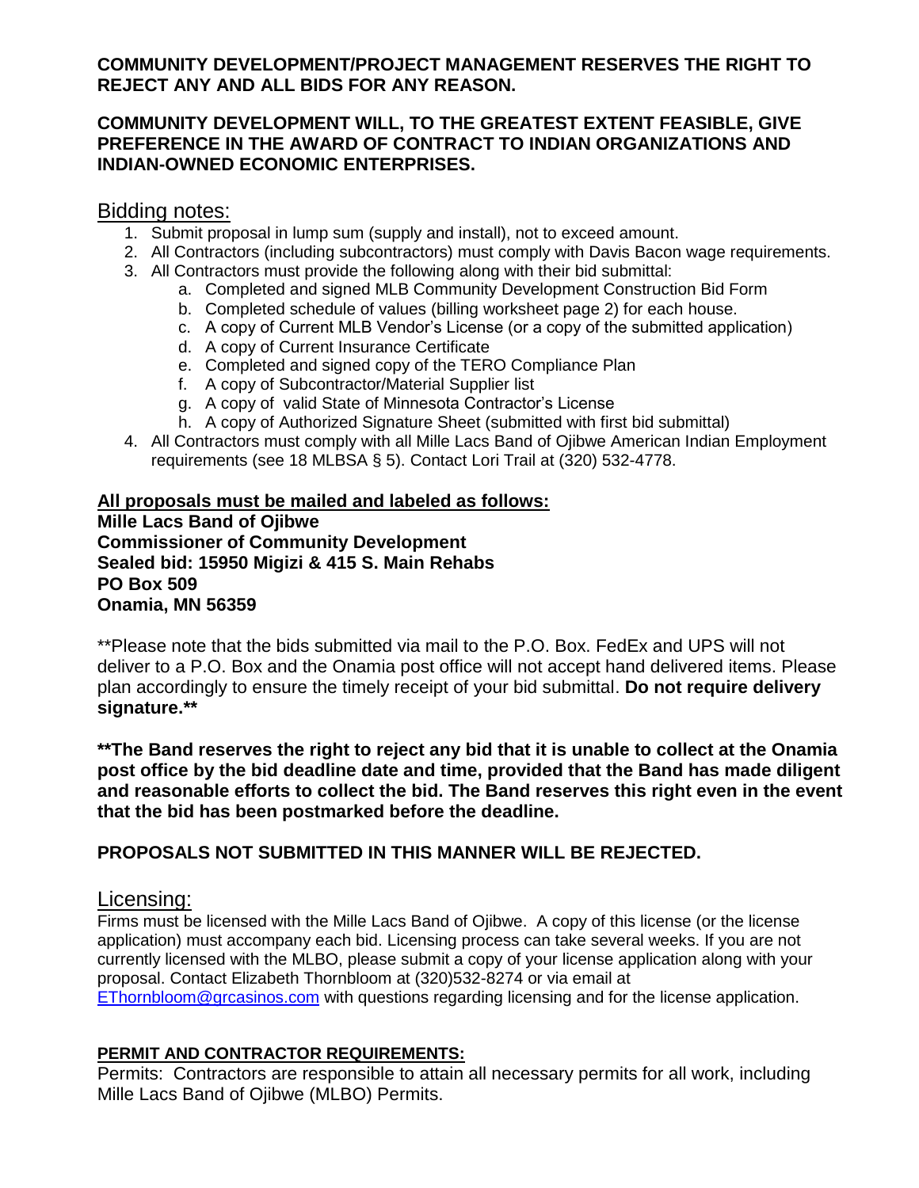**COMMUNITY DEVELOPMENT/PROJECT MANAGEMENT RESERVES THE RIGHT TO REJECT ANY AND ALL BIDS FOR ANY REASON.**

**COMMUNITY DEVELOPMENT WILL, TO THE GREATEST EXTENT FEASIBLE, GIVE PREFERENCE IN THE AWARD OF CONTRACT TO INDIAN ORGANIZATIONS AND INDIAN-OWNED ECONOMIC ENTERPRISES.**

## Bidding notes:

1. Submit proposal in lump sum (supply and install), not to exceed amount.
2. All Contractors (including subcontractors) must comply with Davis Bacon wage requirements.
3. All Contractors must provide the following along with their bid submittal:
   a. Completed and signed MLB Community Development Construction Bid Form
   b. Completed schedule of values (billing worksheet page 2) for each house.
   c. A copy of Current MLB Vendor's License (or a copy of the submitted application)
   d. A copy of Current Insurance Certificate
   e. Completed and signed copy of the TERO Compliance Plan
   f. A copy of Subcontractor/Material Supplier list
   g. A copy of valid State of Minnesota Contractor's License
   h. A copy of Authorized Signature Sheet (submitted with first bid submittal)
4. All Contractors must comply with all Mille Lacs Band of Ojibwe American Indian Employment requirements (see 18 MLBSA § 5). Contact Lori Trail at (320) 532-4778.

**All proposals must be mailed and labeled as follows:**
**Mille Lacs Band of Ojibwe**
**Commissioner of Community Development**
**Sealed bid: 15950 Migizi & 415 S. Main Rehabs**
**PO Box 509**
**Onamia, MN 56359**

**Please note that the bids submitted via mail to the P.O. Box. FedEx and UPS will not deliver to a P.O. Box and the Onamia post office will not accept hand delivered items. Please plan accordingly to ensure the timely receipt of your bid submittal. **Do not require delivery signature.****

****The Band reserves the right to reject any bid that it is unable to collect at the Onamia post office by the bid deadline date and time, provided that the Band has made diligent and reasonable efforts to collect the bid. The Band reserves this right even in the event that the bid has been postmarked before the deadline.**

**PROPOSALS NOT SUBMITTED IN THIS MANNER WILL BE REJECTED.**

## Licensing:

Firms must be licensed with the Mille Lacs Band of Ojibwe. A copy of this license (or the license application) must accompany each bid. Licensing process can take several weeks. If you are not currently licensed with the MLBO, please submit a copy of your license application along with your proposal. Contact Elizabeth Thornbloom at (320)532-8274 or via email at EThornbloom@grcasinos.com with questions regarding licensing and for the license application.

**PERMIT AND CONTRACTOR REQUIREMENTS:**

Permits: Contractors are responsible to attain all necessary permits for all work, including Mille Lacs Band of Ojibwe (MLBO) Permits.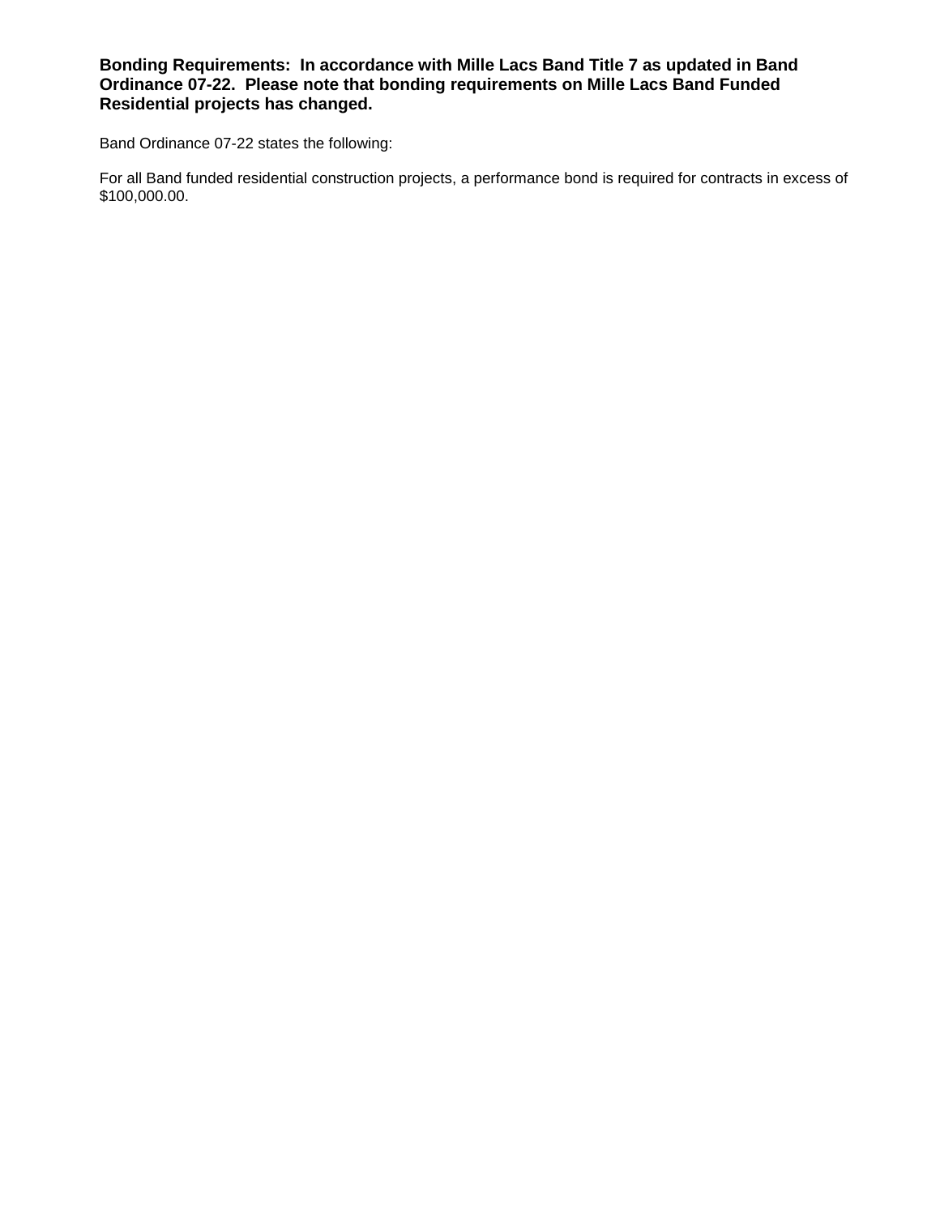**Bonding Requirements: In accordance with Mille Lacs Band Title 7 as updated in Band Ordinance 07-22. Please note that bonding requirements on Mille Lacs Band Funded Residential projects has changed.**

Band Ordinance 07-22 states the following:

For all Band funded residential construction projects, a performance bond is required for contracts in excess of $100,000.00.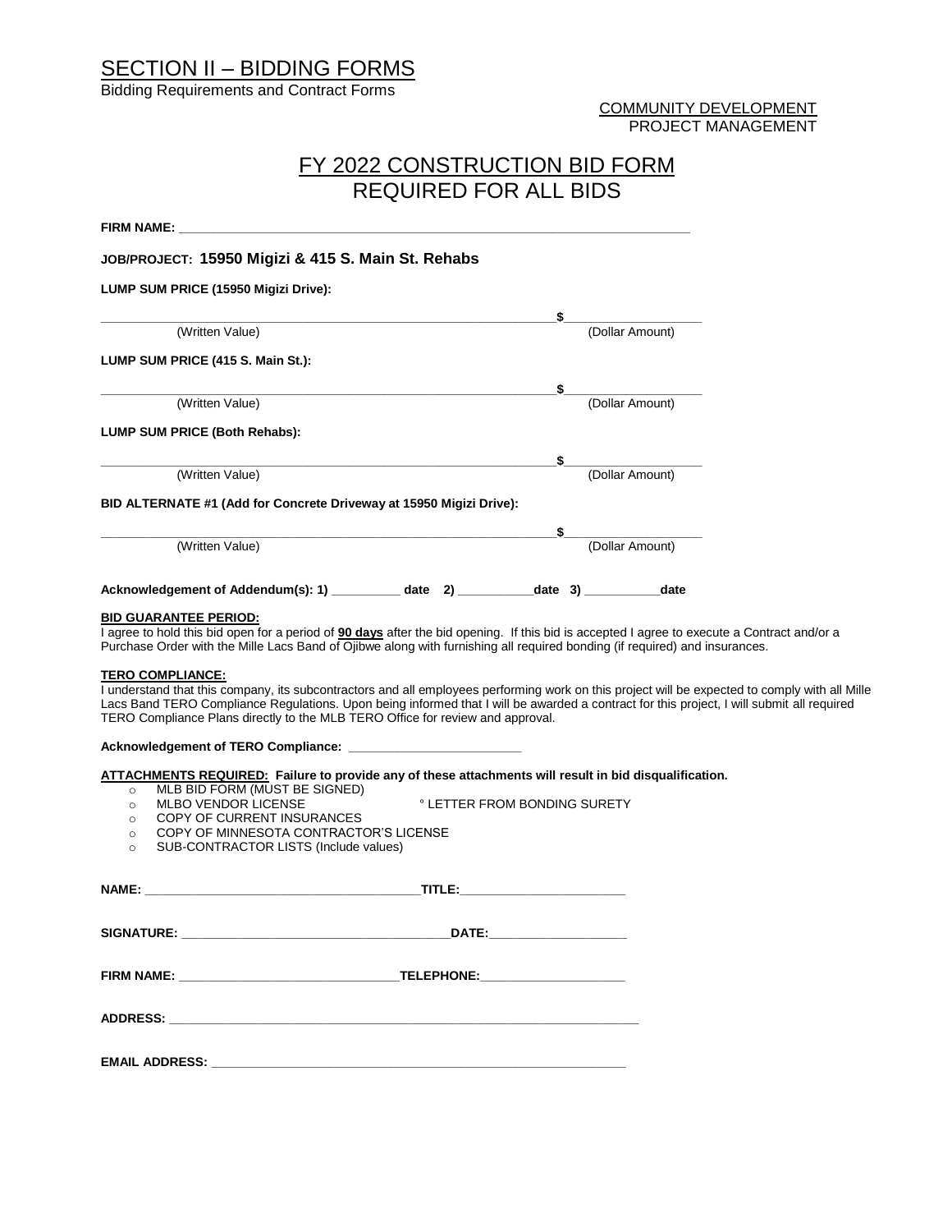# SECTION II – BIDDING FORMS

Bidding Requirements and Contract Forms

COMMUNITY DEVELOPMENT
PROJECT MANAGEMENT

## FY 2022 CONSTRUCTION BID FORM
## REQUIRED FOR ALL BIDS

**FIRM NAME:** ___________________________________________________________________________

**JOB/PROJECT: 15950 Migizi & 415 S. Main St. Rehabs**

**LUMP SUM PRICE (15950 Migizi Drive):**

___________________________________________________________________ $___________________
(Written Value) (Dollar Amount)

**LUMP SUM PRICE (415 S. Main St.):**

___________________________________________________________________ $___________________
(Written Value) (Dollar Amount)

**LUMP SUM PRICE (Both Rehabs):**

___________________________________________________________________ $___________________
(Written Value) (Dollar Amount)

**BID ALTERNATE #1 (Add for Concrete Driveway at 15950 Migizi Drive):**

___________________________________________________________________ $___________________
(Written Value) (Dollar Amount)

**Acknowledgement of Addendum(s): 1) __________ date 2) ___________date 3) ___________date**

**BID GUARANTEE PERIOD:**
I agree to hold this bid open for a period of **90 days** after the bid opening. If this bid is accepted I agree to execute a Contract and/or a Purchase Order with the Mille Lacs Band of Ojibwe along with furnishing all required bonding (if required) and insurances.

**TERO COMPLIANCE:**
I understand that this company, its subcontractors and all employees performing work on this project will be expected to comply with all Mille Lacs Band TERO Compliance Regulations. Upon being informed that I will be awarded a contract for this project, I will submit all required TERO Compliance Plans directly to the MLB TERO Office for review and approval.

**Acknowledgement of TERO Compliance:** _________________________

**ATTACHMENTS REQUIRED: Failure to provide any of these attachments will result in bid disqualification.**

- MLB BID FORM (MUST BE SIGNED)
- MLBO VENDOR LICENSE
- ° LETTER FROM BONDING SURETY
- COPY OF CURRENT INSURANCES
- COPY OF MINNESOTA CONTRACTOR'S LICENSE
- SUB-CONTRACTOR LISTS (Include values)

**NAME:** _______________________________________ **TITLE:** ________________________

**SIGNATURE:** ______________________________________ **DATE:** ____________________

**FIRM NAME:** _______________________________ **TELEPHONE:** _____________________

**ADDRESS:** _____________________________________________________________________

**EMAIL ADDRESS:** ______________________________________________________________